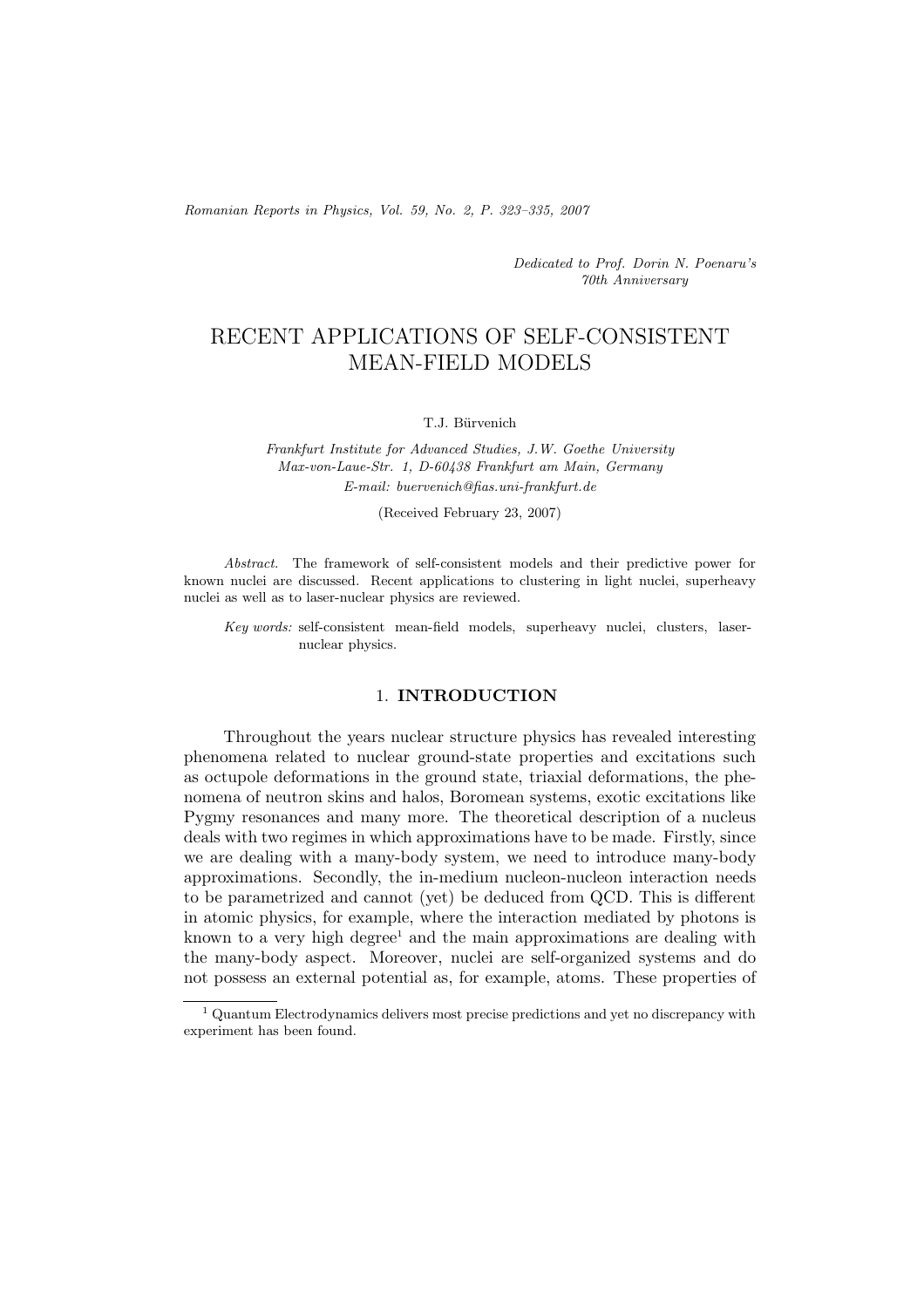*Dedicated to Prof. Dorin N. Poenaru's 70th Anniversary*

# RECENT APPLICATIONS OF SELF-CONSISTENT MEAN-FIELD MODELS

T.J. Bürvenich

*Frankfurt Institute for Advanced Studies, J.W. Goethe University*
*Max-von-Laue-Str. 1, D-60438 Frankfurt am Main, Germany*
*E-mail: buervenich@fias.uni-frankfurt.de*

(Received February 23, 2007)

*Abstract.* The framework of self-consistent models and their predictive power for known nuclei are discussed. Recent applications to clustering in light nuclei, superheavy nuclei as well as to laser-nuclear physics are reviewed.

*Key words:* self-consistent mean-field models, superheavy nuclei, clusters, laser-nuclear physics.

## 1. INTRODUCTION

Throughout the years nuclear structure physics has revealed interesting phenomena related to nuclear ground-state properties and excitations such as octupole deformations in the ground state, triaxial deformations, the phenomena of neutron skins and halos, Boromean systems, exotic excitations like Pygmy resonances and many more. The theoretical description of a nucleus deals with two regimes in which approximations have to be made. Firstly, since we are dealing with a many-body system, we need to introduce many-body approximations. Secondly, the in-medium nucleon-nucleon interaction needs to be parametrized and cannot (yet) be deduced from QCD. This is different in atomic physics, for example, where the interaction mediated by photons is known to a very high degree[1] and the main approximations are dealing with the many-body aspect. Moreover, nuclei are self-organized systems and do not possess an external potential as, for example, atoms. These properties of

---

[1] Quantum Electrodynamics delivers most precise predictions and yet no discrepancy with experiment has been found.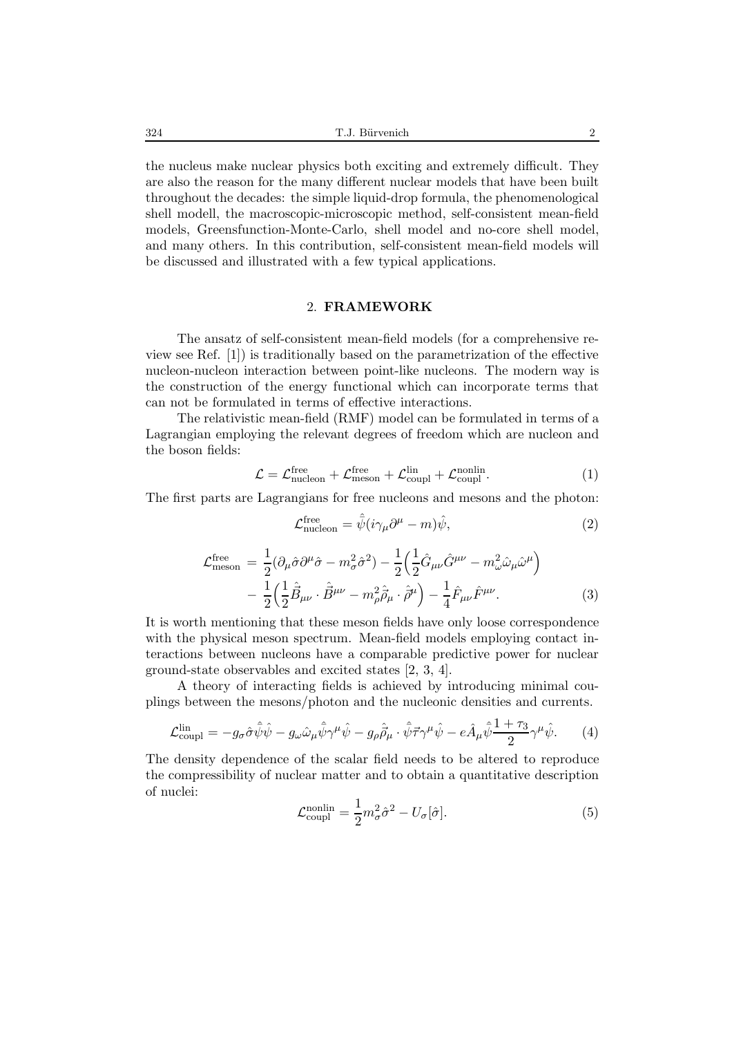the nucleus make nuclear physics both exciting and extremely difficult. They are also the reason for the many different nuclear models that have been built throughout the decades: the simple liquid-drop formula, the phenomenological shell modell, the macroscopic-microscopic method, self-consistent mean-field models, Greensfunction-Monte-Carlo, shell model and no-core shell model, and many others. In this contribution, self-consistent mean-field models will be discussed and illustrated with a few typical applications.

## 2. FRAMEWORK

The ansatz of self-consistent mean-field models (for a comprehensive review see Ref. [1]) is traditionally based on the parametrization of the effective nucleon-nucleon interaction between point-like nucleons. The modern way is the construction of the energy functional which can incorporate terms that can not be formulated in terms of effective interactions.

The relativistic mean-field (RMF) model can be formulated in terms of a Lagrangian employing the relevant degrees of freedom which are nucleon and the boson fields:

$$\mathcal{L} = \mathcal{L}^{\rm free}_{\rm nucleon} + \mathcal{L}^{\rm free}_{\rm meson} + \mathcal{L}^{\rm lin}_{\rm coupl} + \mathcal{L}^{\rm nonlin}_{\rm coupl}. \tag{1}$$

The first parts are Lagrangians for free nucleons and mesons and the photon:

$$\mathcal{L}^{\rm free}_{\rm nucleon} = \hat{\bar{\psi}}(i\gamma_\mu \partial^\mu - m)\hat{\psi}, \tag{2}$$

$$\begin{aligned}\mathcal{L}^{\rm free}_{\rm meson} = {} & \frac{1}{2}(\partial_\mu \hat{\sigma} \partial^\mu \hat{\sigma} - m_\sigma^2 \hat{\sigma}^2) - \frac{1}{2}\Big(\frac{1}{2}\hat{G}_{\mu\nu}\hat{G}^{\mu\nu} - m_\omega^2 \hat{\omega}_\mu \hat{\omega}^\mu\Big) \\ & - \frac{1}{2}\Big(\frac{1}{2}\hat{\vec{B}}_{\mu\nu}\cdot \hat{\vec{B}}^{\mu\nu} - m_\rho^2 \hat{\vec{\rho}}_\mu \cdot \hat{\vec{\rho}}^\mu\Big) - \frac{1}{4}\hat{F}_{\mu\nu}\hat{F}^{\mu\nu}.\end{aligned} \tag{3}$$

It is worth mentioning that these meson fields have only loose correspondence with the physical meson spectrum. Mean-field models employing contact interactions between nucleons have a comparable predictive power for nuclear ground-state observables and excited states [2, 3, 4].

A theory of interacting fields is achieved by introducing minimal couplings between the mesons/photon and the nucleonic densities and currents.

$$\mathcal{L}^{\rm lin}_{\rm coupl} = -g_\sigma \hat{\sigma}\hat{\bar{\psi}}\hat{\psi} - g_\omega \hat{\omega}_\mu \hat{\bar{\psi}}\gamma^\mu \hat{\psi} - g_\rho \hat{\vec{\rho}}_\mu \cdot \hat{\bar{\psi}}\vec{\tau}\gamma^\mu \hat{\psi} - e\hat{A}_\mu \hat{\bar{\psi}}\frac{1+\tau_3}{2}\gamma^\mu \hat{\psi}. \tag{4}$$

The density dependence of the scalar field needs to be altered to reproduce the compressibility of nuclear matter and to obtain a quantitative description of nuclei:

$$\mathcal{L}^{\rm nonlin}_{\rm coupl} = \frac{1}{2}m_\sigma^2 \hat{\sigma}^2 - U_\sigma[\hat{\sigma}]. \tag{5}$$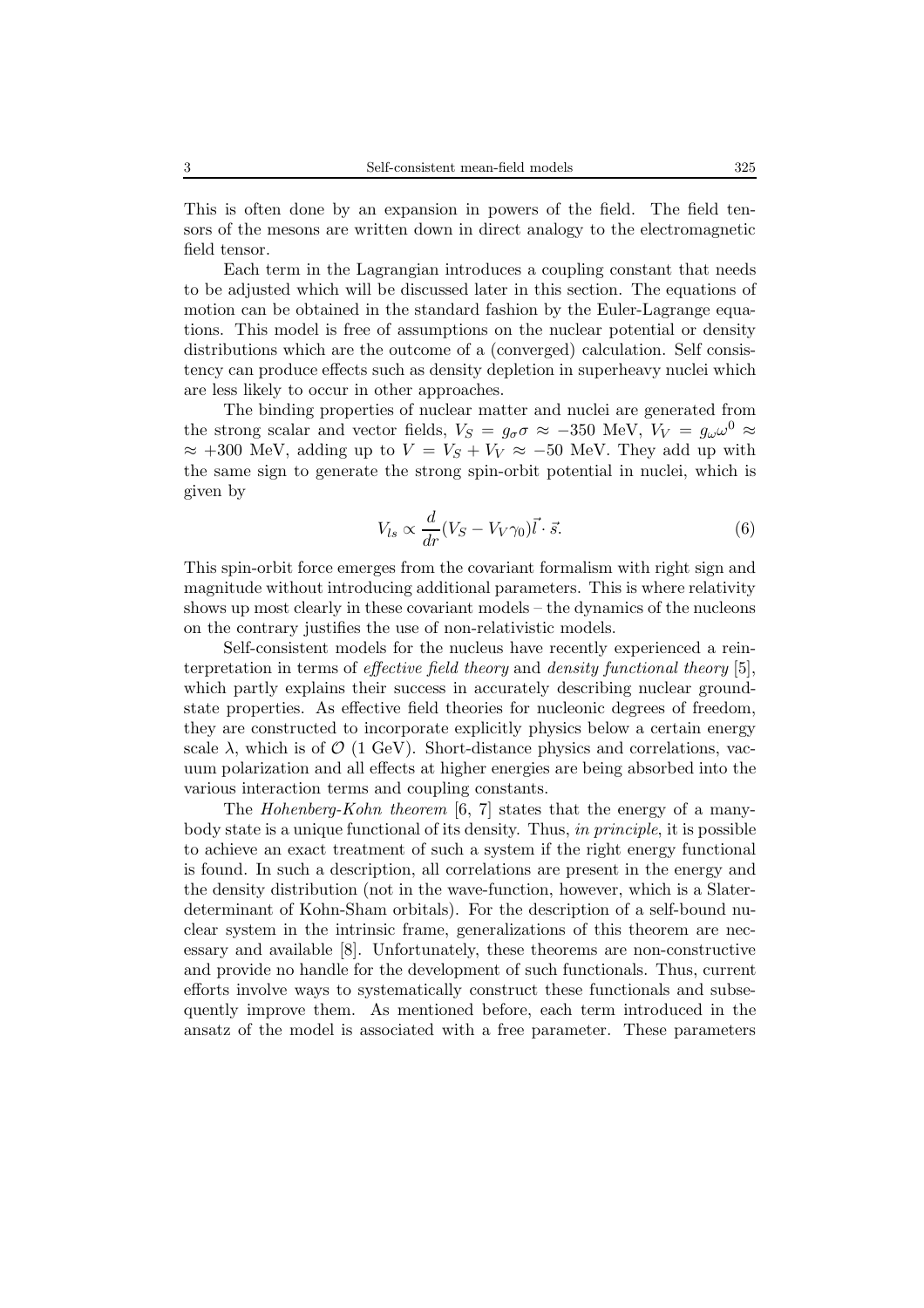This is often done by an expansion in powers of the field. The field tensors of the mesons are written down in direct analogy to the electromagnetic field tensor.

Each term in the Lagrangian introduces a coupling constant that needs to be adjusted which will be discussed later in this section. The equations of motion can be obtained in the standard fashion by the Euler-Lagrange equations. This model is free of assumptions on the nuclear potential or density distributions which are the outcome of a (converged) calculation. Self consistency can produce effects such as density depletion in superheavy nuclei which are less likely to occur in other approaches.

The binding properties of nuclear matter and nuclei are generated from the strong scalar and vector fields, $V_S = g_\sigma \sigma \approx -350$ MeV, $V_V = g_\omega \omega^0 \approx$ $\approx +300$ MeV, adding up to $V = V_S + V_V \approx -50$ MeV. They add up with the same sign to generate the strong spin-orbit potential in nuclei, which is given by

$$V_{ls} \propto \frac{d}{dr}(V_S - V_V \gamma_0)\vec{l} \cdot \vec{s}. \tag{6}$$

This spin-orbit force emerges from the covariant formalism with right sign and magnitude without introducing additional parameters. This is where relativity shows up most clearly in these covariant models – the dynamics of the nucleons on the contrary justifies the use of non-relativistic models.

Self-consistent models for the nucleus have recently experienced a reinterpretation in terms of *effective field theory* and *density functional theory* [5], which partly explains their success in accurately describing nuclear ground-state properties. As effective field theories for nucleonic degrees of freedom, they are constructed to incorporate explicitly physics below a certain energy scale $\lambda$, which is of $\mathcal{O}$ (1 GeV). Short-distance physics and correlations, vacuum polarization and all effects at higher energies are being absorbed into the various interaction terms and coupling constants.

The *Hohenberg-Kohn theorem* [6, 7] states that the energy of a many-body state is a unique functional of its density. Thus, *in principle*, it is possible to achieve an exact treatment of such a system if the right energy functional is found. In such a description, all correlations are present in the energy and the density distribution (not in the wave-function, however, which is a Slater-determinant of Kohn-Sham orbitals). For the description of a self-bound nuclear system in the intrinsic frame, generalizations of this theorem are necessary and available [8]. Unfortunately, these theorems are non-constructive and provide no handle for the development of such functionals. Thus, current efforts involve ways to systematically construct these functionals and subsequently improve them. As mentioned before, each term introduced in the ansatz of the model is associated with a free parameter. These parameters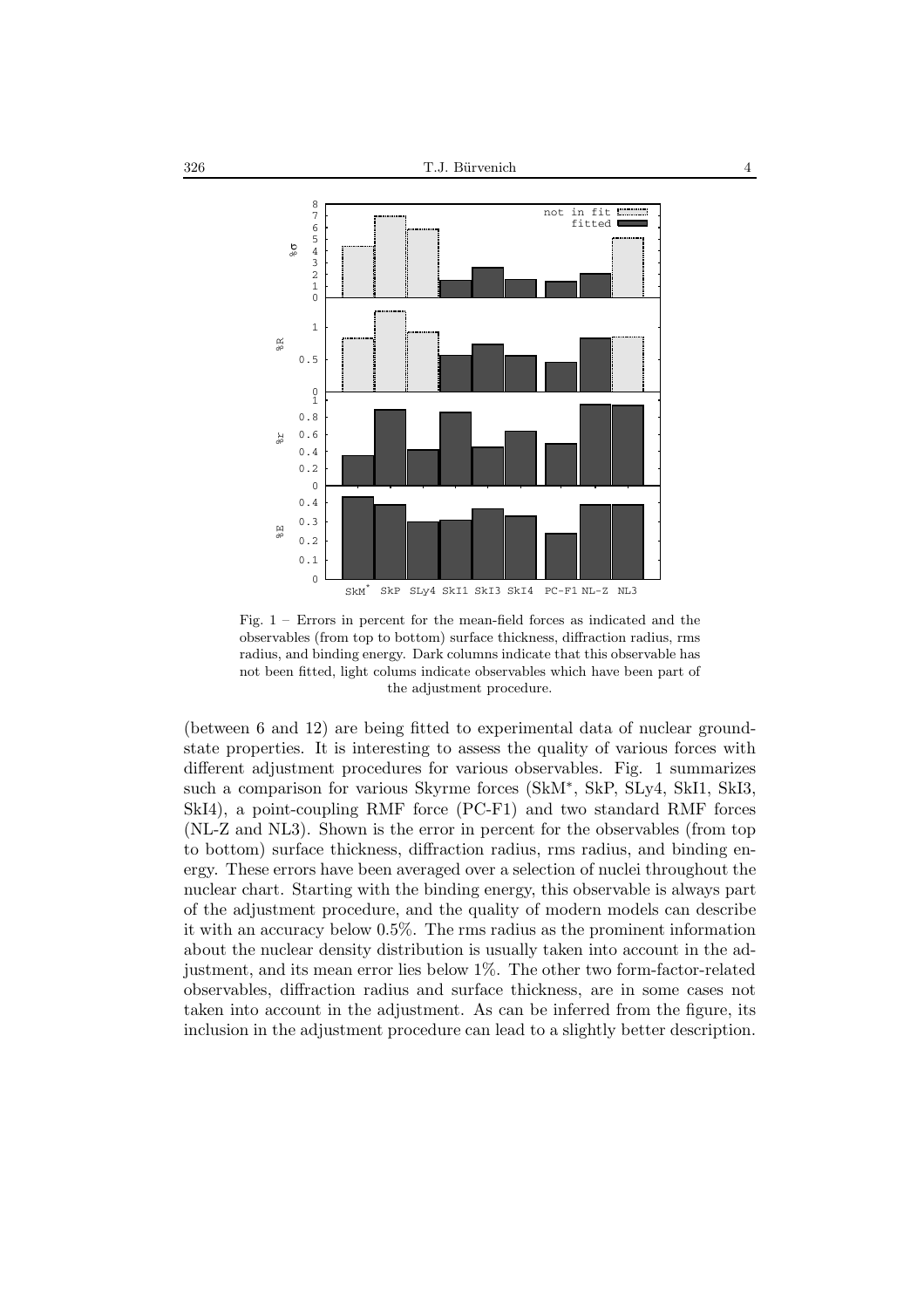Fig. 1 – Errors in percent for the mean-field forces as indicated and the observables (from top to bottom) surface thickness, diffraction radius, rms radius, and binding energy. Dark columns indicate that this observable has not been fitted, light colums indicate observables which have been part of the adjustment procedure.

(between 6 and 12) are being fitted to experimental data of nuclear ground-state properties. It is interesting to assess the quality of various forces with different adjustment procedures for various observables. Fig. 1 summarizes such a comparison for various Skyrme forces (SkM$^*$, SkP, SLy4, SkI1, SkI3, SkI4), a point-coupling RMF force (PC-F1) and two standard RMF forces (NL-Z and NL3). Shown is the error in percent for the observables (from top to bottom) surface thickness, diffraction radius, rms radius, and binding energy. These errors have been averaged over a selection of nuclei throughout the nuclear chart. Starting with the binding energy, this observable is always part of the adjustment procedure, and the quality of modern models can describe it with an accuracy below 0.5%. The rms radius as the prominent information about the nuclear density distribution is usually taken into account in the adjustment, and its mean error lies below 1%. The other two form-factor-related observables, diffraction radius and surface thickness, are in some cases not taken into account in the adjustment. As can be inferred from the figure, its inclusion in the adjustment procedure can lead to a slightly better description.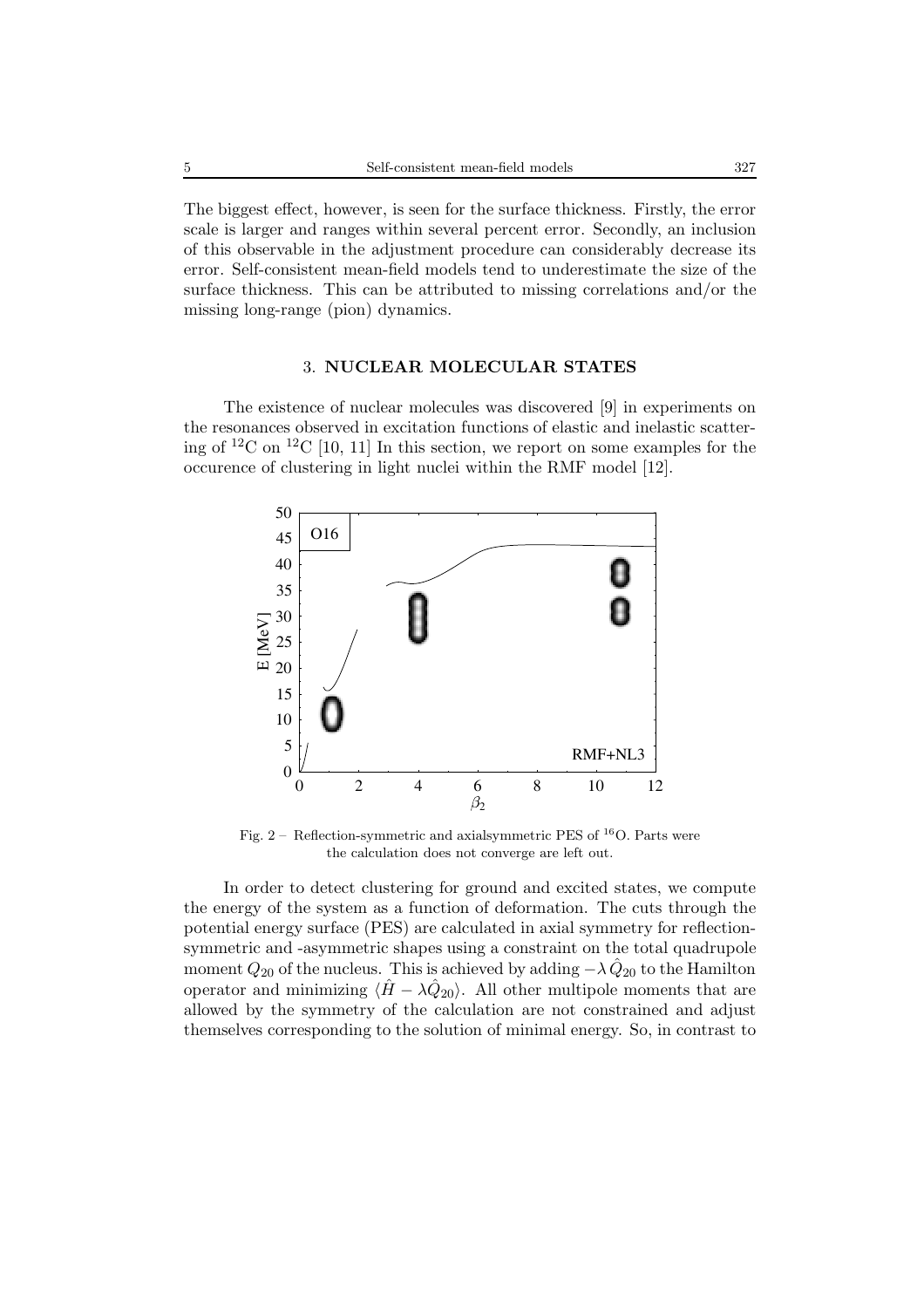The biggest effect, however, is seen for the surface thickness. Firstly, the error scale is larger and ranges within several percent error. Secondly, an inclusion of this observable in the adjustment procedure can considerably decrease its error. Self-consistent mean-field models tend to underestimate the size of the surface thickness. This can be attributed to missing correlations and/or the missing long-range (pion) dynamics.

## 3. NUCLEAR MOLECULAR STATES

The existence of nuclear molecules was discovered [9] in experiments on the resonances observed in excitation functions of elastic and inelastic scattering of $^{12}$C on $^{12}$C [10, 11] In this section, we report on some examples for the occurence of clustering in light nuclei within the RMF model [12].

Fig. 2 – Reflection-symmetric and axialsymmetric PES of $^{16}$O. Parts were the calculation does not converge are left out.

In order to detect clustering for ground and excited states, we compute the energy of the system as a function of deformation. The cuts through the potential energy surface (PES) are calculated in axial symmetry for reflection-symmetric and -asymmetric shapes using a constraint on the total quadrupole moment $Q_{20}$ of the nucleus. This is achieved by adding $-\lambda \hat{Q}_{20}$ to the Hamilton operator and minimizing $\langle \hat{H} - \lambda \hat{Q}_{20} \rangle$. All other multipole moments that are allowed by the symmetry of the calculation are not constrained and adjust themselves corresponding to the solution of minimal energy. So, in contrast to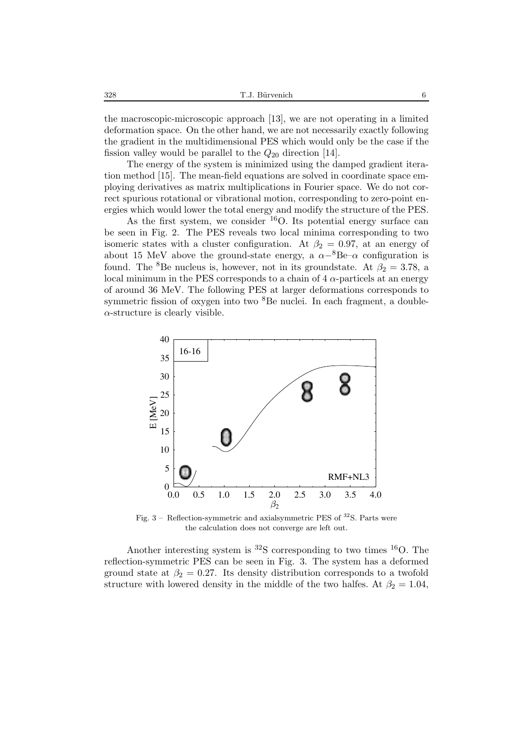the macroscopic-microscopic approach [13], we are not operating in a limited deformation space. On the other hand, we are not necessarily exactly following the gradient in the multidimensional PES which would only be the case if the fission valley would be parallel to the $Q_{20}$ direction [14].

The energy of the system is minimized using the damped gradient iteration method [15]. The mean-field equations are solved in coordinate space employing derivatives as matrix multiplications in Fourier space. We do not correct spurious rotational or vibrational motion, corresponding to zero-point energies which would lower the total energy and modify the structure of the PES.

As the first system, we consider $^{16}$O. Its potential energy surface can be seen in Fig. 2. The PES reveals two local minima corresponding to two isomeric states with a cluster configuration. At $\beta_2 = 0.97$, at an energy of about 15 MeV above the ground-state energy, a $\alpha-{}^{8}\text{Be}-\alpha$ configuration is found. The $^{8}$Be nucleus is, however, not in its groundstate. At $\beta_2 = 3.78$, a local minimum in the PES corresponds to a chain of 4 $\alpha$-particels at an energy of around 36 MeV. The following PES at larger deformations corresponds to symmetric fission of oxygen into two $^{8}$Be nuclei. In each fragment, a double-$\alpha$-structure is clearly visible.

Fig. 3 – Reflection-symmetric and axialsymmetric PES of $^{32}$S. Parts were the calculation does not converge are left out.

Another interesting system is $^{32}$S corresponding to two times $^{16}$O. The reflection-symmetric PES can be seen in Fig. 3. The system has a deformed ground state at $\beta_2 = 0.27$. Its density distribution corresponds to a twofold structure with lowered density in the middle of the two halfes. At $\beta_2 = 1.04$,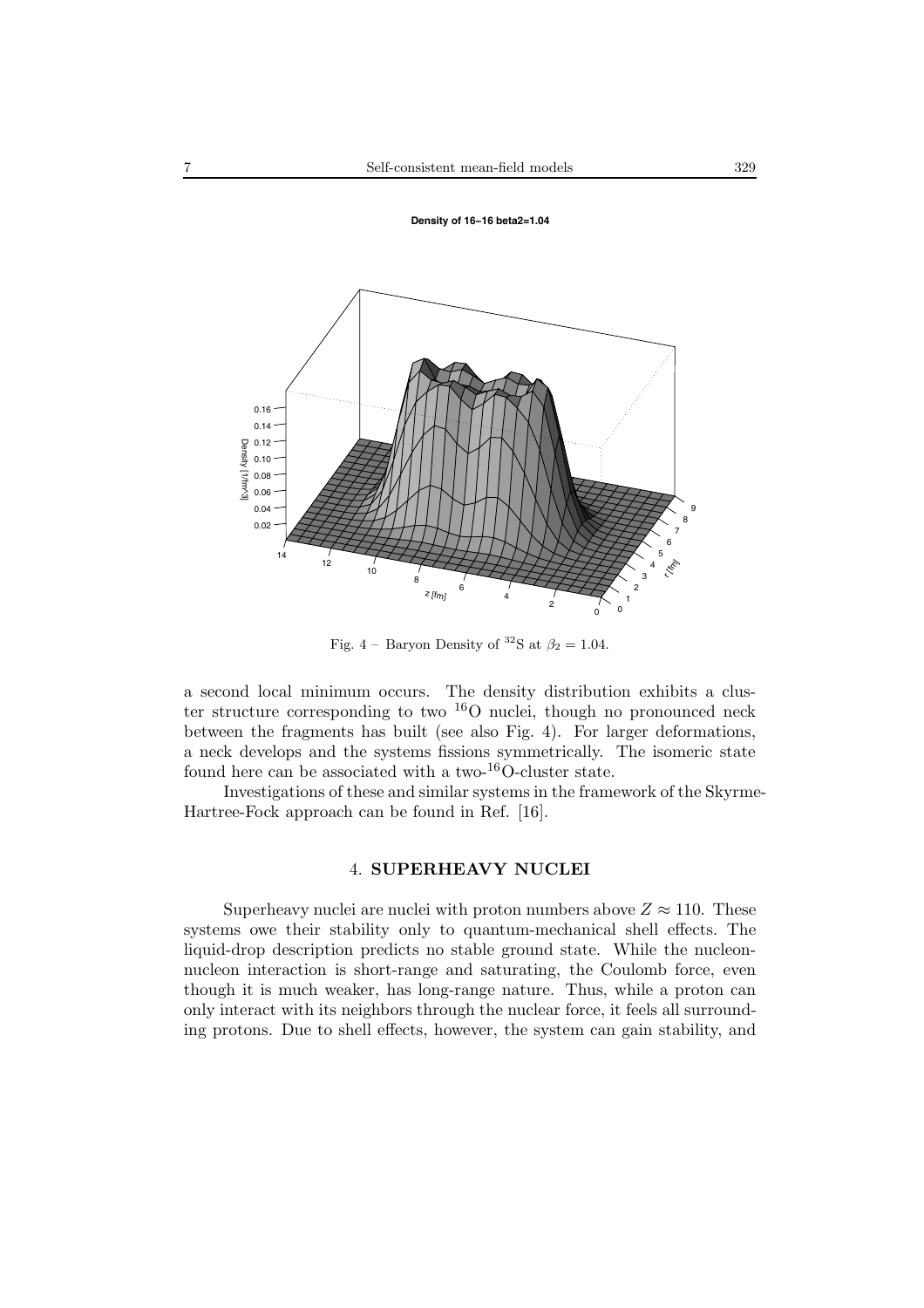Fig. 4 – Baryon Density of $^{32}$S at $\beta_2 = 1.04$.

a second local minimum occurs. The density distribution exhibits a cluster structure corresponding to two $^{16}$O nuclei, though no pronounced neck between the fragments has built (see also Fig. 4). For larger deformations, a neck develops and the systems fissions symmetrically. The isomeric state found here can be associated with a two-$^{16}$O-cluster state.

Investigations of these and similar systems in the framework of the Skyrme-Hartree-Fock approach can be found in Ref. [16].

## 4. SUPERHEAVY NUCLEI

Superheavy nuclei are nuclei with proton numbers above $Z \approx 110$. These systems owe their stability only to quantum-mechanical shell effects. The liquid-drop description predicts no stable ground state. While the nucleon-nucleon interaction is short-range and saturating, the Coulomb force, even though it is much weaker, has long-range nature. Thus, while a proton can only interact with its neighbors through the nuclear force, it feels all surrounding protons. Due to shell effects, however, the system can gain stability, and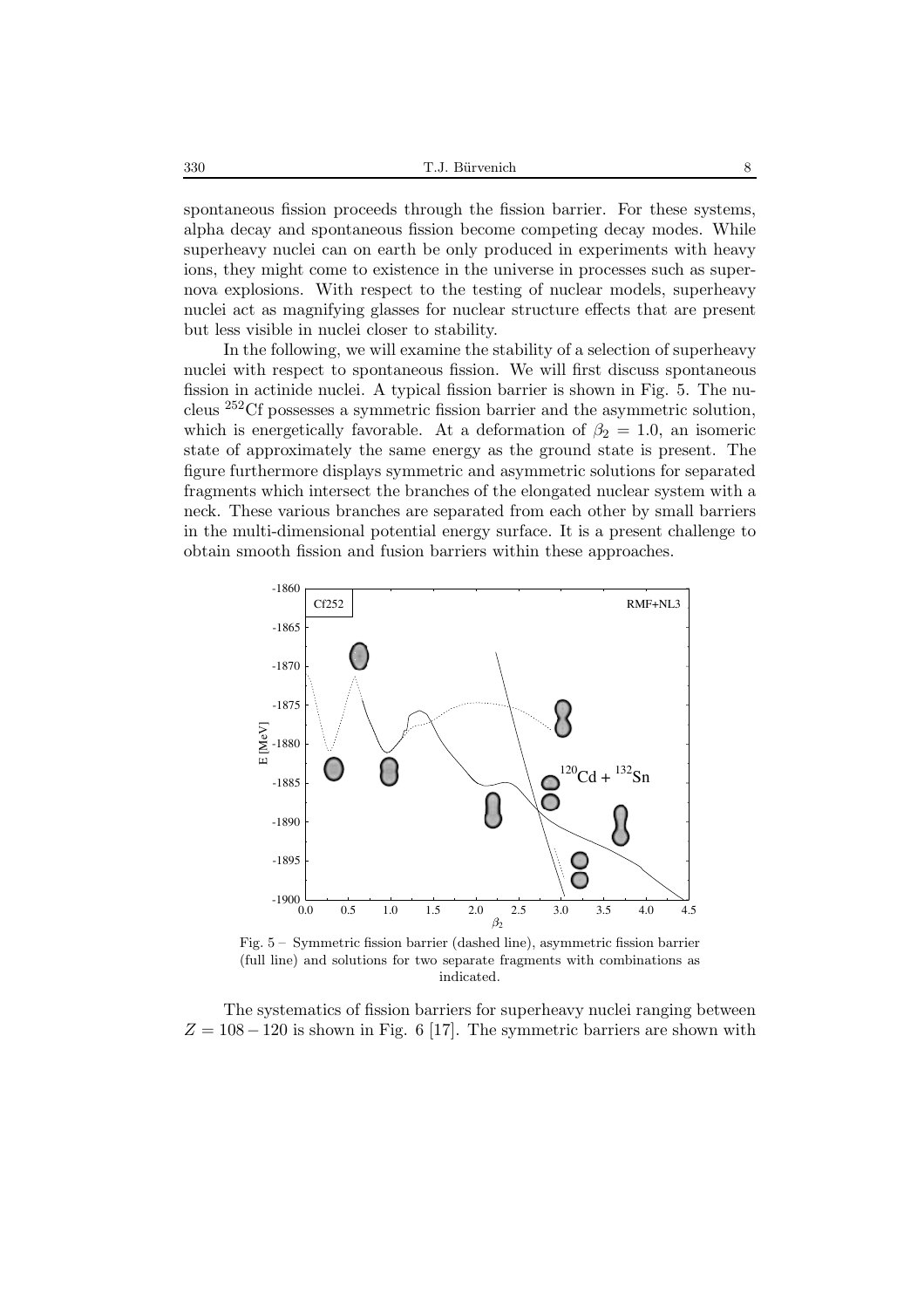spontaneous fission proceeds through the fission barrier. For these systems, alpha decay and spontaneous fission become competing decay modes. While superheavy nuclei can on earth be only produced in experiments with heavy ions, they might come to existence in the universe in processes such as supernova explosions. With respect to the testing of nuclear models, superheavy nuclei act as magnifying glasses for nuclear structure effects that are present but less visible in nuclei closer to stability.

In the following, we will examine the stability of a selection of superheavy nuclei with respect to spontaneous fission. We will first discuss spontaneous fission in actinide nuclei. A typical fission barrier is shown in Fig. 5. The nucleus $^{252}$Cf possesses a symmetric fission barrier and the asymmetric solution, which is energetically favorable. At a deformation of $\beta_2 = 1.0$, an isomeric state of approximately the same energy as the ground state is present. The figure furthermore displays symmetric and asymmetric solutions for separated fragments which intersect the branches of the elongated nuclear system with a neck. These various branches are separated from each other by small barriers in the multi-dimensional potential energy surface. It is a present challenge to obtain smooth fission and fusion barriers within these approaches.

Fig. 5 – Symmetric fission barrier (dashed line), asymmetric fission barrier (full line) and solutions for two separate fragments with combinations as indicated.

The systematics of fission barriers for superheavy nuclei ranging between $Z = 108 - 120$ is shown in Fig. 6 [17]. The symmetric barriers are shown with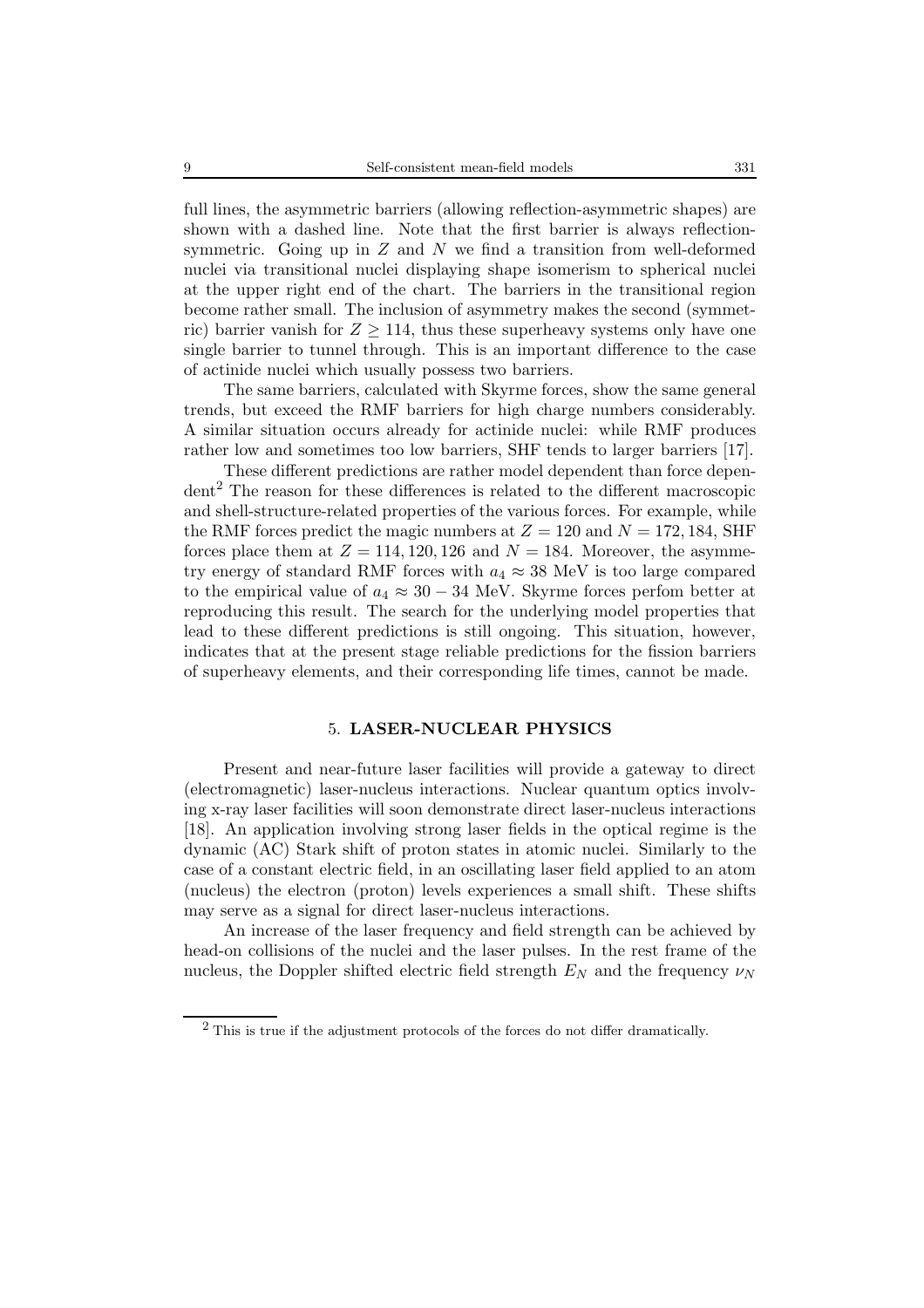full lines, the asymmetric barriers (allowing reflection-asymmetric shapes) are shown with a dashed line. Note that the first barrier is always reflection-symmetric. Going up in $Z$ and $N$ we find a transition from well-deformed nuclei via transitional nuclei displaying shape isomerism to spherical nuclei at the upper right end of the chart. The barriers in the transitional region become rather small. The inclusion of asymmetry makes the second (symmetric) barrier vanish for $Z \geq 114$, thus these superheavy systems only have one single barrier to tunnel through. This is an important difference to the case of actinide nuclei which usually possess two barriers.

The same barriers, calculated with Skyrme forces, show the same general trends, but exceed the RMF barriers for high charge numbers considerably. A similar situation occurs already for actinide nuclei: while RMF produces rather low and sometimes too low barriers, SHF tends to larger barriers [17].

These different predictions are rather model dependent than force dependent[2] The reason for these differences is related to the different macroscopic and shell-structure-related properties of the various forces. For example, while the RMF forces predict the magic numbers at $Z = 120$ and $N = 172, 184$, SHF forces place them at $Z = 114, 120, 126$ and $N = 184$. Moreover, the asymmetry energy of standard RMF forces with $a_4 \approx 38$ MeV is too large compared to the empirical value of $a_4 \approx 30 - 34$ MeV. Skyrme forces perfom better at reproducing this result. The search for the underlying model properties that lead to these different predictions is still ongoing. This situation, however, indicates that at the present stage reliable predictions for the fission barriers of superheavy elements, and their corresponding life times, cannot be made.

## 5. LASER-NUCLEAR PHYSICS

Present and near-future laser facilities will provide a gateway to direct (electromagnetic) laser-nucleus interactions. Nuclear quantum optics involving x-ray laser facilities will soon demonstrate direct laser-nucleus interactions [18]. An application involving strong laser fields in the optical regime is the dynamic (AC) Stark shift of proton states in atomic nuclei. Similarly to the case of a constant electric field, in an oscillating laser field applied to an atom (nucleus) the electron (proton) levels experiences a small shift. These shifts may serve as a signal for direct laser-nucleus interactions.

An increase of the laser frequency and field strength can be achieved by head-on collisions of the nuclei and the laser pulses. In the rest frame of the nucleus, the Doppler shifted electric field strength $E_N$ and the frequency $\nu_N$

[2] This is true if the adjustment protocols of the forces do not differ dramatically.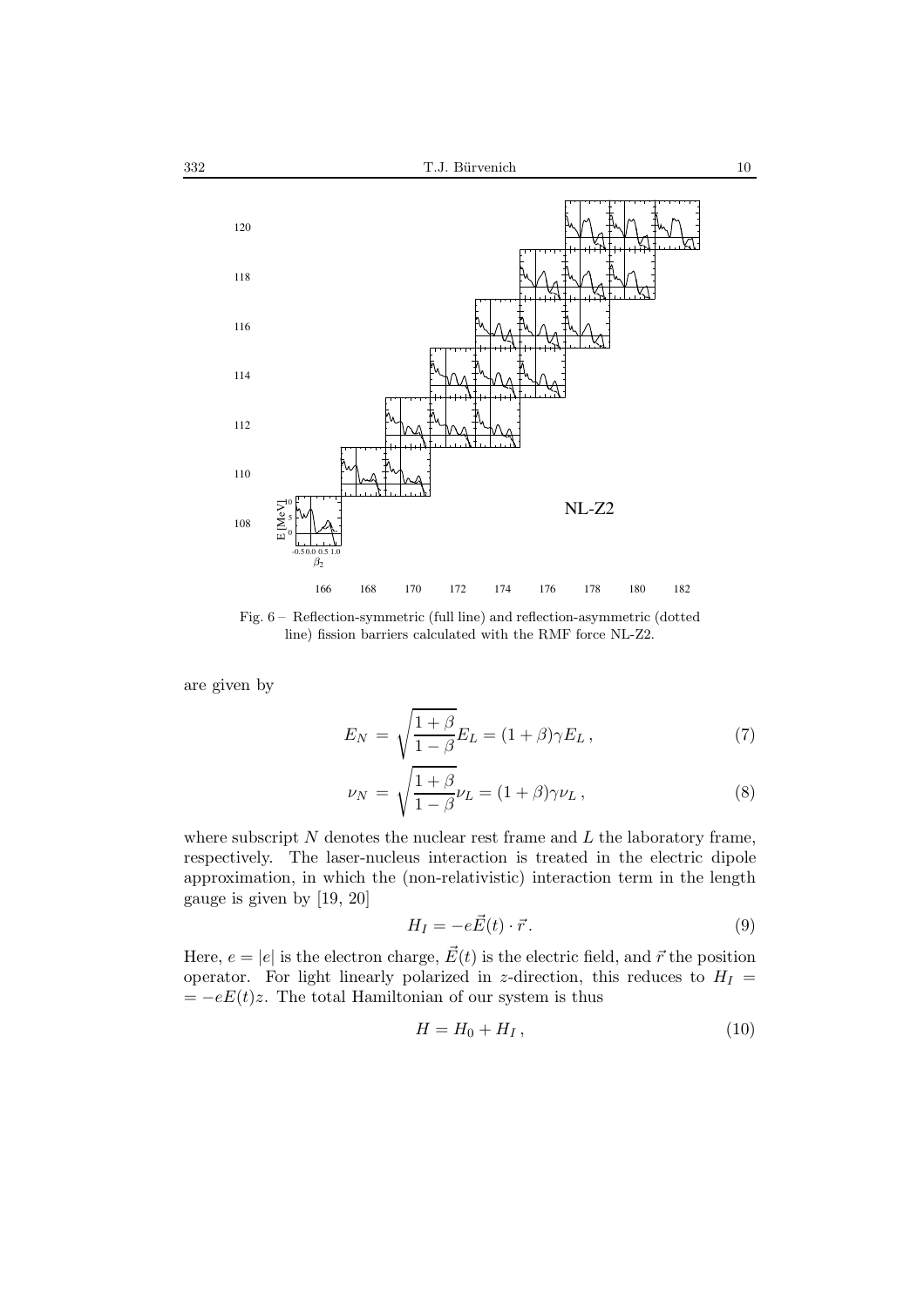Fig. 6 – Reflection-symmetric (full line) and reflection-asymmetric (dotted line) fission barriers calculated with the RMF force NL-Z2.

are given by

$$E_N = \sqrt{\frac{1+\beta}{1-\beta}} E_L = (1+\beta)\gamma E_L \,, \tag{7}$$

$$\nu_N = \sqrt{\frac{1+\beta}{1-\beta}} \nu_L = (1+\beta)\gamma \nu_L \,, \tag{8}$$

where subscript $N$ denotes the nuclear rest frame and $L$ the laboratory frame, respectively. The laser-nucleus interaction is treated in the electric dipole approximation, in which the (non-relativistic) interaction term in the length gauge is given by [19, 20]

$$H_I = -e\vec{E}(t) \cdot \vec{r}. \tag{9}$$

Here, $e = |e|$ is the electron charge, $\vec{E}(t)$ is the electric field, and $\vec{r}$ the position operator. For light linearly polarized in $z$-direction, this reduces to $H_I = -eE(t)z$. The total Hamiltonian of our system is thus

$$H = H_0 + H_I \,, \tag{10}$$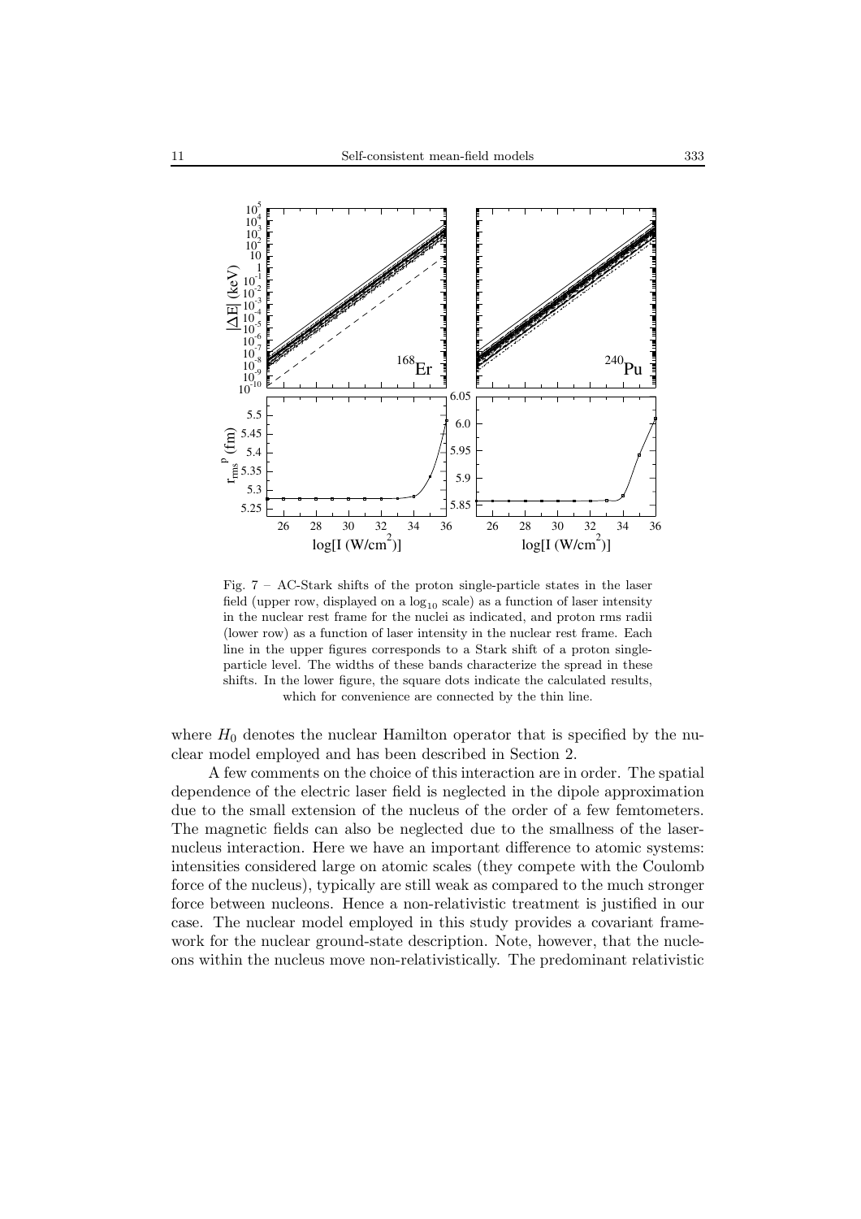Fig. 7 – AC-Stark shifts of the proton single-particle states in the laser field (upper row, displayed on a $\log_{10}$ scale) as a function of laser intensity in the nuclear rest frame for the nuclei as indicated, and proton rms radii (lower row) as a function of laser intensity in the nuclear rest frame. Each line in the upper figures corresponds to a Stark shift of a proton single-particle level. The widths of these bands characterize the spread in these shifts. In the lower figure, the square dots indicate the calculated results, which for convenience are connected by the thin line.

where $H_0$ denotes the nuclear Hamilton operator that is specified by the nuclear model employed and has been described in Section 2.

A few comments on the choice of this interaction are in order. The spatial dependence of the electric laser field is neglected in the dipole approximation due to the small extension of the nucleus of the order of a few femtometers. The magnetic fields can also be neglected due to the smallness of the laser-nucleus interaction. Here we have an important difference to atomic systems: intensities considered large on atomic scales (they compete with the Coulomb force of the nucleus), typically are still weak as compared to the much stronger force between nucleons. Hence a non-relativistic treatment is justified in our case. The nuclear model employed in this study provides a covariant framework for the nuclear ground-state description. Note, however, that the nucleons within the nucleus move non-relativistically. The predominant relativistic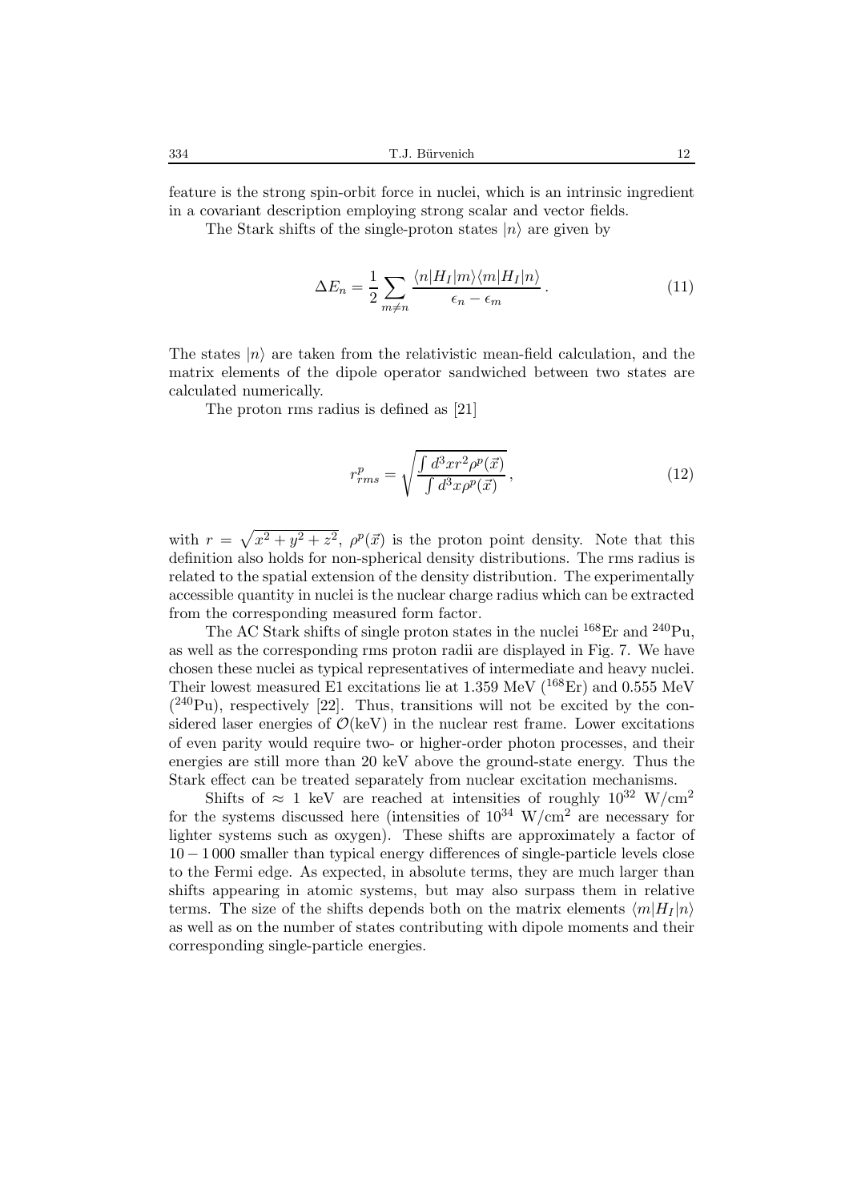feature is the strong spin-orbit force in nuclei, which is an intrinsic ingredient in a covariant description employing strong scalar and vector fields.

The Stark shifts of the single-proton states $|n\rangle$ are given by

$$\Delta E_n = \frac{1}{2} \sum_{m \neq n} \frac{\langle n|H_I|m\rangle\langle m|H_I|n\rangle}{\epsilon_n - \epsilon_m} \,. \tag{11}$$

The states $|n\rangle$ are taken from the relativistic mean-field calculation, and the matrix elements of the dipole operator sandwiched between two states are calculated numerically.

The proton rms radius is defined as [21]

$$r^p_{rms} = \sqrt{\frac{\int d^3x r^2 \rho^p(\vec{x})}{\int d^3x \rho^p(\vec{x})}} \,, \tag{12}$$

with $r = \sqrt{x^2 + y^2 + z^2}$, $\rho^p(\vec{x})$ is the proton point density. Note that this definition also holds for non-spherical density distributions. The rms radius is related to the spatial extension of the density distribution. The experimentally accessible quantity in nuclei is the nuclear charge radius which can be extracted from the corresponding measured form factor.

The AC Stark shifts of single proton states in the nuclei $^{168}$Er and $^{240}$Pu, as well as the corresponding rms proton radii are displayed in Fig. 7. We have chosen these nuclei as typical representatives of intermediate and heavy nuclei. Their lowest measured E1 excitations lie at 1.359 MeV ($^{168}$Er) and 0.555 MeV ($^{240}$Pu), respectively [22]. Thus, transitions will not be excited by the considered laser energies of $\mathcal{O}$(keV) in the nuclear rest frame. Lower excitations of even parity would require two- or higher-order photon processes, and their energies are still more than 20 keV above the ground-state energy. Thus the Stark effect can be treated separately from nuclear excitation mechanisms.

Shifts of $\approx 1$ keV are reached at intensities of roughly $10^{32}$ W/cm$^2$ for the systems discussed here (intensities of $10^{34}$ W/cm$^2$ are necessary for lighter systems such as oxygen). These shifts are approximately a factor of $10 - 1\,000$ smaller than typical energy differences of single-particle levels close to the Fermi edge. As expected, in absolute terms, they are much larger than shifts appearing in atomic systems, but may also surpass them in relative terms. The size of the shifts depends both on the matrix elements $\langle m|H_I|n\rangle$ as well as on the number of states contributing with dipole moments and their corresponding single-particle energies.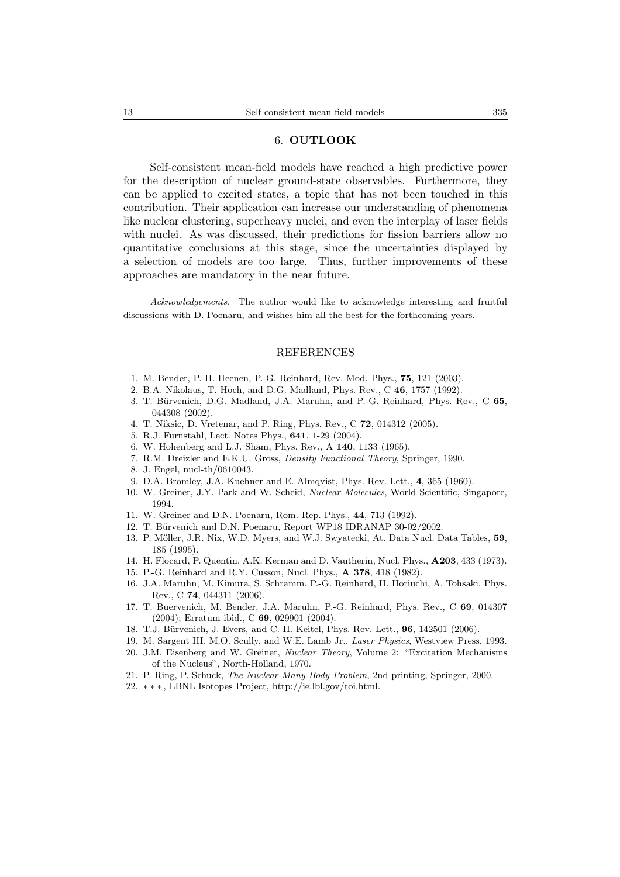## 6. **OUTLOOK**

Self-consistent mean-field models have reached a high predictive power for the description of nuclear ground-state observables. Furthermore, they can be applied to excited states, a topic that has not been touched in this contribution. Their application can increase our understanding of phenomena like nuclear clustering, superheavy nuclei, and even the interplay of laser fields with nuclei. As was discussed, their predictions for fission barriers allow no quantitative conclusions at this stage, since the uncertainties displayed by a selection of models are too large. Thus, further improvements of these approaches are mandatory in the near future.

*Acknowledgements.* The author would like to acknowledge interesting and fruitful discussions with D. Poenaru, and wishes him all the best for the forthcoming years.

## REFERENCES

1. M. Bender, P.-H. Heenen, P.-G. Reinhard, Rev. Mod. Phys., **75**, 121 (2003).
2. B.A. Nikolaus, T. Hoch, and D.G. Madland, Phys. Rev., C **46**, 1757 (1992).
3. T. Bürvenich, D.G. Madland, J.A. Maruhn, and P.-G. Reinhard, Phys. Rev., C **65**, 044308 (2002).
4. T. Niksic, D. Vretenar, and P. Ring, Phys. Rev., C **72**, 014312 (2005).
5. R.J. Furnstahl, Lect. Notes Phys., **641**, 1-29 (2004).
6. W. Hohenberg and L.J. Sham, Phys. Rev., A **140**, 1133 (1965).
7. R.M. Dreizler and E.K.U. Gross, *Density Functional Theory*, Springer, 1990.
8. J. Engel, nucl-th/0610043.
9. D.A. Bromley, J.A. Kuehner and E. Almqvist, Phys. Rev. Lett., **4**, 365 (1960).
10. W. Greiner, J.Y. Park and W. Scheid, *Nuclear Molecules*, World Scientific, Singapore, 1994.
11. W. Greiner and D.N. Poenaru, Rom. Rep. Phys., **44**, 713 (1992).
12. T. Bürvenich and D.N. Poenaru, Report WP18 IDRANAP 30-02/2002.
13. P. Möller, J.R. Nix, W.D. Myers, and W.J. Swyatecki, At. Data Nucl. Data Tables, **59**, 185 (1995).
14. H. Flocard, P. Quentin, A.K. Kerman and D. Vautherin, Nucl. Phys., **A203**, 433 (1973).
15. P.-G. Reinhard and R.Y. Cusson, Nucl. Phys., **A 378**, 418 (1982).
16. J.A. Maruhn, M. Kimura, S. Schramm, P.-G. Reinhard, H. Horiuchi, A. Tohsaki, Phys. Rev., C **74**, 044311 (2006).
17. T. Buervenich, M. Bender, J.A. Maruhn, P.-G. Reinhard, Phys. Rev., C **69**, 014307 (2004); Erratum-ibid., C **69**, 029901 (2004).
18. T.J. Bürvenich, J. Evers, and C. H. Keitel, Phys. Rev. Lett., **96**, 142501 (2006).
19. M. Sargent III, M.O. Scully, and W.E. Lamb Jr., *Laser Physics*, Westview Press, 1993.
20. J.M. Eisenberg and W. Greiner, *Nuclear Theory*, Volume 2: "Excitation Mechanisms of the Nucleus", North-Holland, 1970.
21. P. Ring, P. Schuck, *The Nuclear Many-Body Problem*, 2nd printing, Springer, 2000.
22. ∗ ∗ ∗, LBNL Isotopes Project, http://ie.lbl.gov/toi.html.